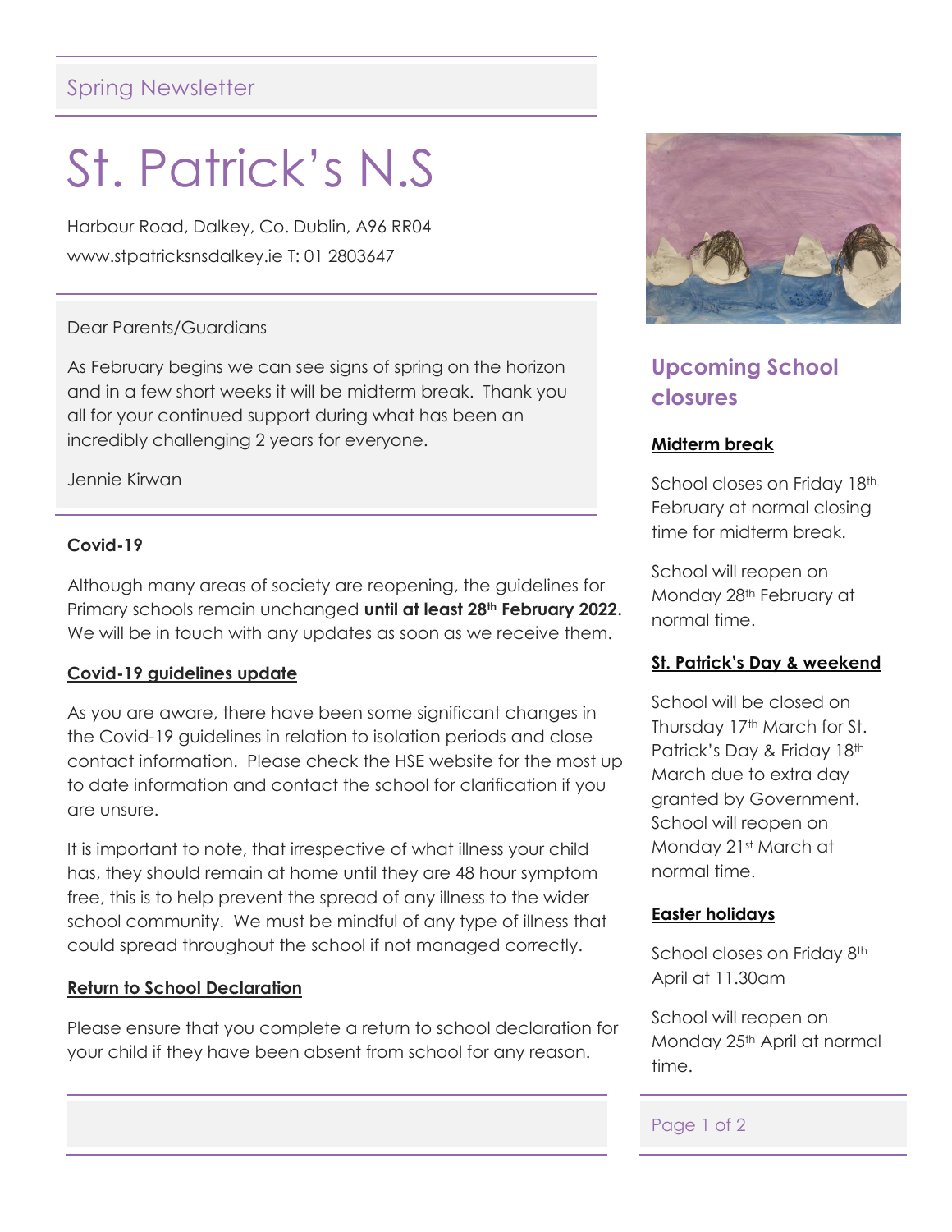Spring Newsletter

# St. Patrick's N.S

Harbour Road, Dalkey, Co. Dublin, A96 RR04

www.stpatricksnsdalkey.ie T: 01 2803647

Dear Parents/Guardians

As February begins we can see signs of spring on the horizon and in a few short weeks it will be midterm break. Thank you all for your continued support during what has been an incredibly challenging 2 years for everyone.

Jennie Kirwan

**Covid-19**

Although many areas of society are reopening, the guidelines for Primary schools remain unchanged **until at least 28th February 2022.** We will be in touch with any updates as soon as we receive them.

**Covid-19 guidelines update**

As you are aware, there have been some significant changes in the Covid-19 guidelines in relation to isolation periods and close contact information. Please check the HSE website for the most up to date information and contact the school for clarification if you are unsure.

It is important to note, that irrespective of what illness your child has, they should remain at home until they are 48 hour symptom free, this is to help prevent the spread of any illness to the wider school community. We must be mindful of any type of illness that could spread throughout the school if not managed correctly.

**Return to School Declaration**

Please ensure that you complete a return to school declaration for your child if they have been absent from school for any reason.

## Upcoming School closures

**Midterm break**

School closes on Friday 18th February at normal closing time for midterm break.

School will reopen on Monday 28th February at normal time.

**St. Patrick's Day & weekend**

School will be closed on Thursday 17th March for St. Patrick's Day & Friday 18th March due to extra day granted by Government. School will reopen on Monday 21st March at normal time.

**Easter holidays**

School closes on Friday 8th April at 11.30am

School will reopen on Monday 25th April at normal time.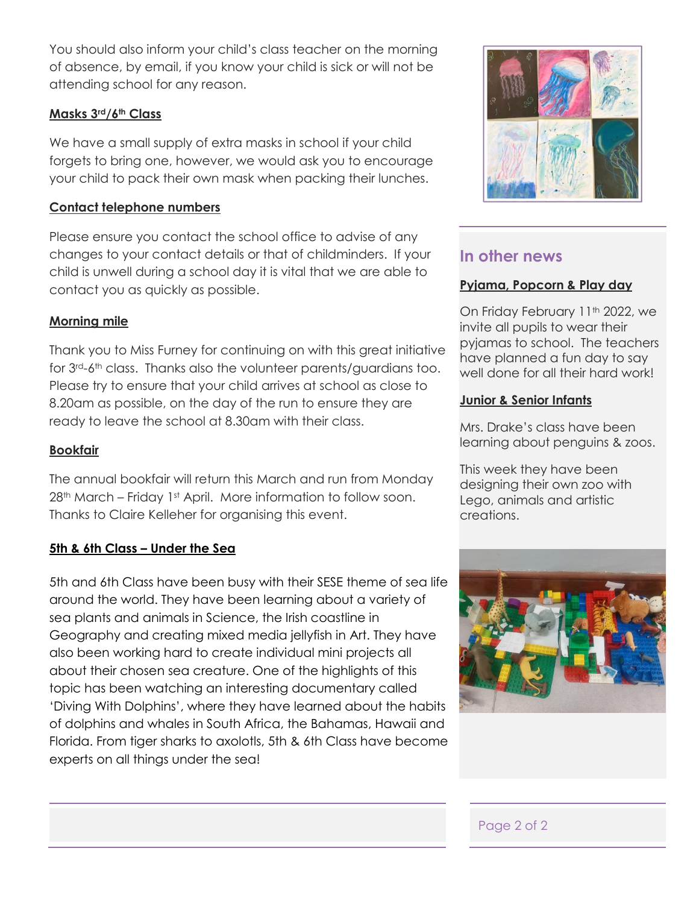You should also inform your child's class teacher on the morning of absence, by email, if you know your child is sick or will not be attending school for any reason.

**Masks 3rd/6th Class**

We have a small supply of extra masks in school if your child forgets to bring one, however, we would ask you to encourage your child to pack their own mask when packing their lunches.

**Contact telephone numbers**

Please ensure you contact the school office to advise of any changes to your contact details or that of childminders. If your child is unwell during a school day it is vital that we are able to contact you as quickly as possible.

**Morning mile**

Thank you to Miss Furney for continuing on with this great initiative for 3rd-6th class. Thanks also the volunteer parents/guardians too. Please try to ensure that your child arrives at school as close to 8.20am as possible, on the day of the run to ensure they are ready to leave the school at 8.30am with their class.

**Bookfair**

The annual bookfair will return this March and run from Monday 28th March – Friday 1st April. More information to follow soon. Thanks to Claire Kelleher for organising this event.

**5th & 6th Class – Under the Sea**

5th and 6th Class have been busy with their SESE theme of sea life around the world. They have been learning about a variety of sea plants and animals in Science, the Irish coastline in Geography and creating mixed media jellyfish in Art. They have also been working hard to create individual mini projects all about their chosen sea creature. One of the highlights of this topic has been watching an interesting documentary called 'Diving With Dolphins', where they have learned about the habits of dolphins and whales in South Africa, the Bahamas, Hawaii and Florida. From tiger sharks to axolotls, 5th & 6th Class have become experts on all things under the sea!

## In other news

**Pyjama, Popcorn & Play day**

On Friday February 11th 2022, we invite all pupils to wear their pyjamas to school. The teachers have planned a fun day to say well done for all their hard work!

**Junior & Senior Infants**

Mrs. Drake's class have been learning about penguins & zoos.

This week they have been designing their own zoo with Lego, animals and artistic creations.